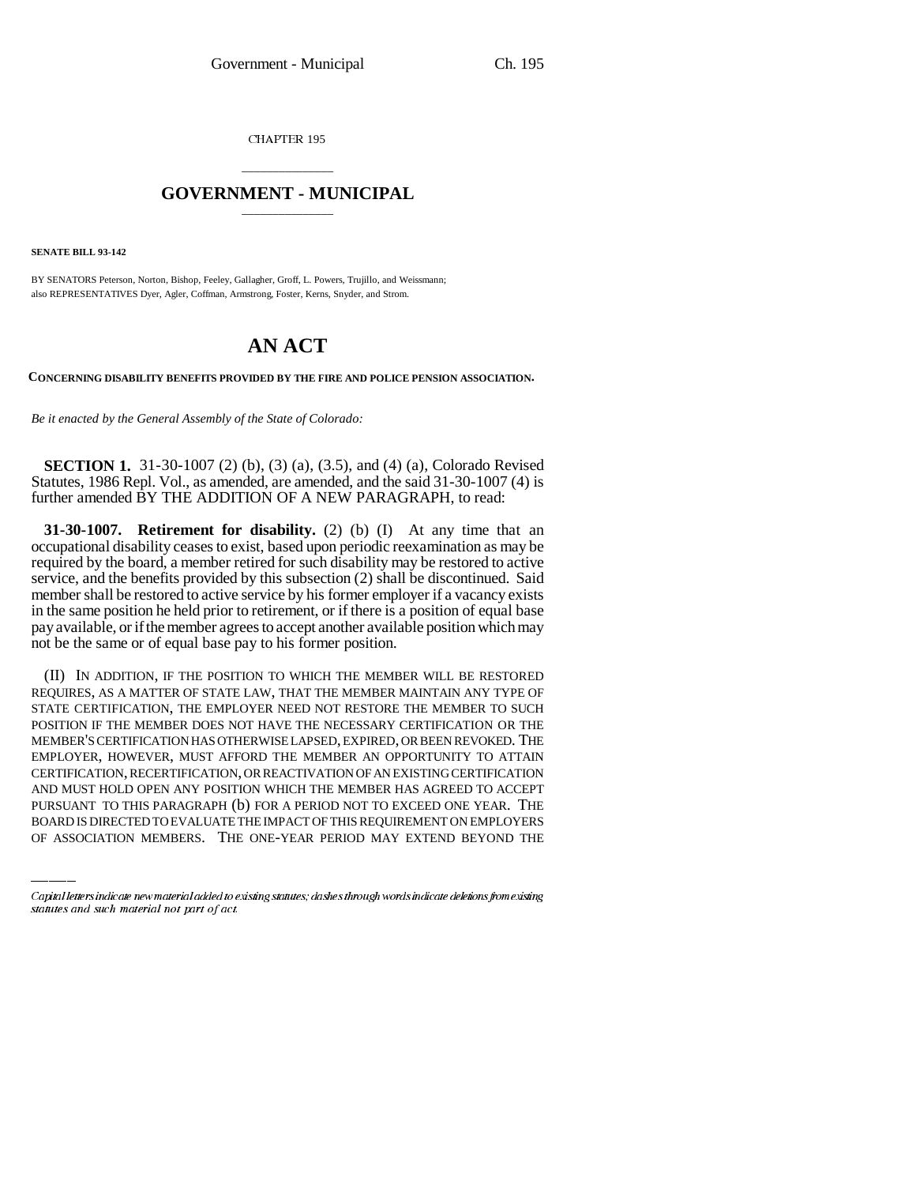CHAPTER 195

# GOVERNMENT - MUNICIPAL

**SENATE BILL 93-142**

BY SENATORS Peterson, Norton, Bishop, Feeley, Gallagher, Groff, L. Powers, Trujillo, and Weissmann;
also REPRESENTATIVES Dyer, Agler, Coffman, Armstrong, Foster, Kerns, Snyder, and Strom.

# AN ACT

**CONCERNING DISABILITY BENEFITS PROVIDED BY THE FIRE AND POLICE PENSION ASSOCIATION.**

*Be it enacted by the General Assembly of the State of Colorado:*

**SECTION 1.** 31-30-1007 (2) (b), (3) (a), (3.5), and (4) (a), Colorado Revised Statutes, 1986 Repl. Vol., as amended, are amended, and the said 31-30-1007 (4) is further amended BY THE ADDITION OF A NEW PARAGRAPH, to read:

**31-30-1007. Retirement for disability.** (2) (b) (I) At any time that an occupational disability ceases to exist, based upon periodic reexamination as may be required by the board, a member retired for such disability may be restored to active service, and the benefits provided by this subsection (2) shall be discontinued. Said member shall be restored to active service by his former employer if a vacancy exists in the same position he held prior to retirement, or if there is a position of equal base pay available, or if the member agrees to accept another available position which may not be the same or of equal base pay to his former position.

(II) IN ADDITION, IF THE POSITION TO WHICH THE MEMBER WILL BE RESTORED REQUIRES, AS A MATTER OF STATE LAW, THAT THE MEMBER MAINTAIN ANY TYPE OF STATE CERTIFICATION, THE EMPLOYER NEED NOT RESTORE THE MEMBER TO SUCH POSITION IF THE MEMBER DOES NOT HAVE THE NECESSARY CERTIFICATION OR THE MEMBER'S CERTIFICATION HAS OTHERWISE LAPSED, EXPIRED, OR BEEN REVOKED. THE EMPLOYER, HOWEVER, MUST AFFORD THE MEMBER AN OPPORTUNITY TO ATTAIN CERTIFICATION, RECERTIFICATION, OR REACTIVATION OF AN EXISTING CERTIFICATION AND MUST HOLD OPEN ANY POSITION WHICH THE MEMBER HAS AGREED TO ACCEPT PURSUANT TO THIS PARAGRAPH (b) FOR A PERIOD NOT TO EXCEED ONE YEAR. THE BOARD IS DIRECTED TO EVALUATE THE IMPACT OF THIS REQUIREMENT ON EMPLOYERS OF ASSOCIATION MEMBERS. THE ONE-YEAR PERIOD MAY EXTEND BEYOND THE

Capital letters indicate new material added to existing statutes; dashes through words indicate deletions from existing statutes and such material not part of act.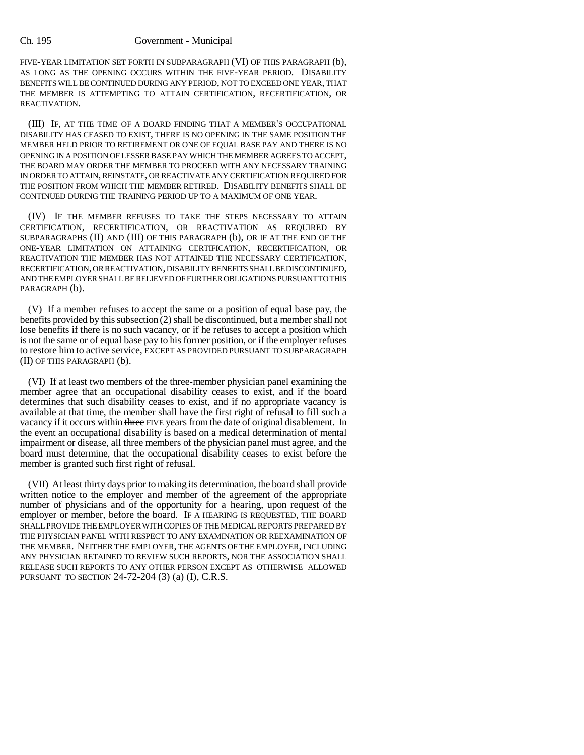FIVE-YEAR LIMITATION SET FORTH IN SUBPARAGRAPH (VI) OF THIS PARAGRAPH (b), AS LONG AS THE OPENING OCCURS WITHIN THE FIVE-YEAR PERIOD. DISABILITY BENEFITS WILL BE CONTINUED DURING ANY PERIOD, NOT TO EXCEED ONE YEAR, THAT THE MEMBER IS ATTEMPTING TO ATTAIN CERTIFICATION, RECERTIFICATION, OR REACTIVATION.

(III) IF, AT THE TIME OF A BOARD FINDING THAT A MEMBER'S OCCUPATIONAL DISABILITY HAS CEASED TO EXIST, THERE IS NO OPENING IN THE SAME POSITION THE MEMBER HELD PRIOR TO RETIREMENT OR ONE OF EQUAL BASE PAY AND THERE IS NO OPENING IN A POSITION OF LESSER BASE PAY WHICH THE MEMBER AGREES TO ACCEPT, THE BOARD MAY ORDER THE MEMBER TO PROCEED WITH ANY NECESSARY TRAINING IN ORDER TO ATTAIN, REINSTATE, OR REACTIVATE ANY CERTIFICATION REQUIRED FOR THE POSITION FROM WHICH THE MEMBER RETIRED. DISABILITY BENEFITS SHALL BE CONTINUED DURING THE TRAINING PERIOD UP TO A MAXIMUM OF ONE YEAR.

(IV) IF THE MEMBER REFUSES TO TAKE THE STEPS NECESSARY TO ATTAIN CERTIFICATION, RECERTIFICATION, OR REACTIVATION AS REQUIRED BY SUBPARAGRAPHS (II) AND (III) OF THIS PARAGRAPH (b), OR IF AT THE END OF THE ONE-YEAR LIMITATION ON ATTAINING CERTIFICATION, RECERTIFICATION, OR REACTIVATION THE MEMBER HAS NOT ATTAINED THE NECESSARY CERTIFICATION, RECERTIFICATION, OR REACTIVATION, DISABILITY BENEFITS SHALL BE DISCONTINUED, AND THE EMPLOYER SHALL BE RELIEVED OF FURTHER OBLIGATIONS PURSUANT TO THIS PARAGRAPH (b).

(V) If a member refuses to accept the same or a position of equal base pay, the benefits provided by this subsection (2) shall be discontinued, but a member shall not lose benefits if there is no such vacancy, or if he refuses to accept a position which is not the same or of equal base pay to his former position, or if the employer refuses to restore him to active service, EXCEPT AS PROVIDED PURSUANT TO SUBPARAGRAPH (II) OF THIS PARAGRAPH (b).

(VI) If at least two members of the three-member physician panel examining the member agree that an occupational disability ceases to exist, and if the board determines that such disability ceases to exist, and if no appropriate vacancy is available at that time, the member shall have the first right of refusal to fill such a vacancy if it occurs within ~~three~~ FIVE years from the date of original disablement. In the event an occupational disability is based on a medical determination of mental impairment or disease, all three members of the physician panel must agree, and the board must determine, that the occupational disability ceases to exist before the member is granted such first right of refusal.

(VII) At least thirty days prior to making its determination, the board shall provide written notice to the employer and member of the agreement of the appropriate number of physicians and of the opportunity for a hearing, upon request of the employer or member, before the board. IF A HEARING IS REQUESTED, THE BOARD SHALL PROVIDE THE EMPLOYER WITH COPIES OF THE MEDICAL REPORTS PREPARED BY THE PHYSICIAN PANEL WITH RESPECT TO ANY EXAMINATION OR REEXAMINATION OF THE MEMBER. NEITHER THE EMPLOYER, THE AGENTS OF THE EMPLOYER, INCLUDING ANY PHYSICIAN RETAINED TO REVIEW SUCH REPORTS, NOR THE ASSOCIATION SHALL RELEASE SUCH REPORTS TO ANY OTHER PERSON EXCEPT AS OTHERWISE ALLOWED PURSUANT TO SECTION 24-72-204 (3) (a) (I), C.R.S.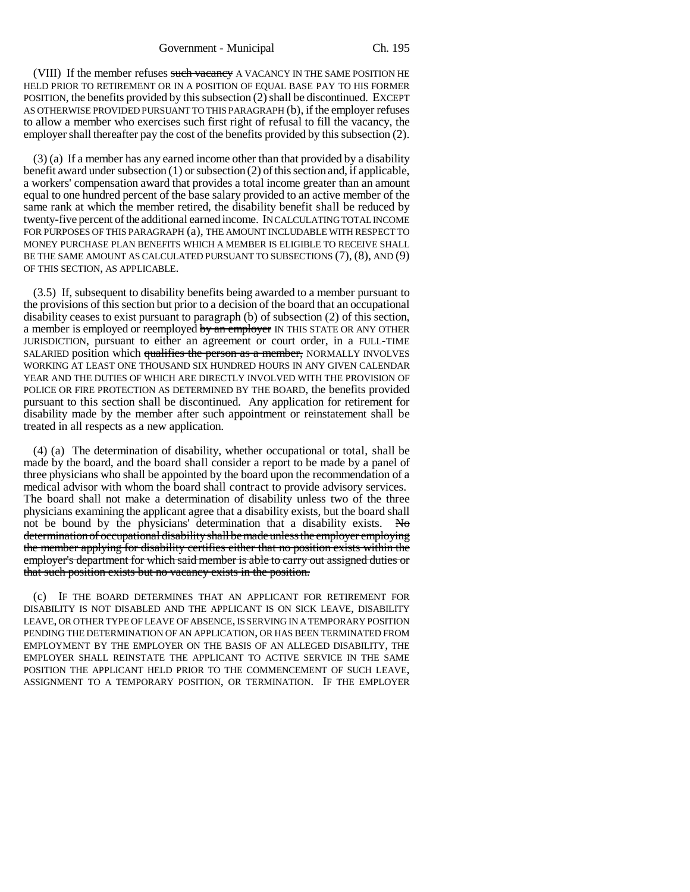(VIII) If the member refuses ~~such vacancy~~ A VACANCY IN THE SAME POSITION HE HELD PRIOR TO RETIREMENT OR IN A POSITION OF EQUAL BASE PAY TO HIS FORMER POSITION, the benefits provided by this subsection (2) shall be discontinued. EXCEPT AS OTHERWISE PROVIDED PURSUANT TO THIS PARAGRAPH (b), if the employer refuses to allow a member who exercises such first right of refusal to fill the vacancy, the employer shall thereafter pay the cost of the benefits provided by this subsection (2).

(3) (a) If a member has any earned income other than that provided by a disability benefit award under subsection (1) or subsection (2) of this section and, if applicable, a workers' compensation award that provides a total income greater than an amount equal to one hundred percent of the base salary provided to an active member of the same rank at which the member retired, the disability benefit shall be reduced by twenty-five percent of the additional earned income. IN CALCULATING TOTAL INCOME FOR PURPOSES OF THIS PARAGRAPH (a), THE AMOUNT INCLUDABLE WITH RESPECT TO MONEY PURCHASE PLAN BENEFITS WHICH A MEMBER IS ELIGIBLE TO RECEIVE SHALL BE THE SAME AMOUNT AS CALCULATED PURSUANT TO SUBSECTIONS (7), (8), AND (9) OF THIS SECTION, AS APPLICABLE.

(3.5) If, subsequent to disability benefits being awarded to a member pursuant to the provisions of this section but prior to a decision of the board that an occupational disability ceases to exist pursuant to paragraph (b) of subsection (2) of this section, a member is employed or reemployed ~~by an employer~~ IN THIS STATE OR ANY OTHER JURISDICTION, pursuant to either an agreement or court order, in a FULL-TIME SALARIED position which ~~qualifies the person as a member,~~ NORMALLY INVOLVES WORKING AT LEAST ONE THOUSAND SIX HUNDRED HOURS IN ANY GIVEN CALENDAR YEAR AND THE DUTIES OF WHICH ARE DIRECTLY INVOLVED WITH THE PROVISION OF POLICE OR FIRE PROTECTION AS DETERMINED BY THE BOARD, the benefits provided pursuant to this section shall be discontinued. Any application for retirement for disability made by the member after such appointment or reinstatement shall be treated in all respects as a new application.

(4) (a) The determination of disability, whether occupational or total, shall be made by the board, and the board shall consider a report to be made by a panel of three physicians who shall be appointed by the board upon the recommendation of a medical advisor with whom the board shall contract to provide advisory services. The board shall not make a determination of disability unless two of the three physicians examining the applicant agree that a disability exists, but the board shall not be bound by the physicians' determination that a disability exists. ~~No determination of occupational disability shall be made unless the employer employing the member applying for disability certifies either that no position exists within the employer's department for which said member is able to carry out assigned duties or that such position exists but no vacancy exists in the position.~~

(c) IF THE BOARD DETERMINES THAT AN APPLICANT FOR RETIREMENT FOR DISABILITY IS NOT DISABLED AND THE APPLICANT IS ON SICK LEAVE, DISABILITY LEAVE, OR OTHER TYPE OF LEAVE OF ABSENCE, IS SERVING IN A TEMPORARY POSITION PENDING THE DETERMINATION OF AN APPLICATION, OR HAS BEEN TERMINATED FROM EMPLOYMENT BY THE EMPLOYER ON THE BASIS OF AN ALLEGED DISABILITY, THE EMPLOYER SHALL REINSTATE THE APPLICANT TO ACTIVE SERVICE IN THE SAME POSITION THE APPLICANT HELD PRIOR TO THE COMMENCEMENT OF SUCH LEAVE, ASSIGNMENT TO A TEMPORARY POSITION, OR TERMINATION. IF THE EMPLOYER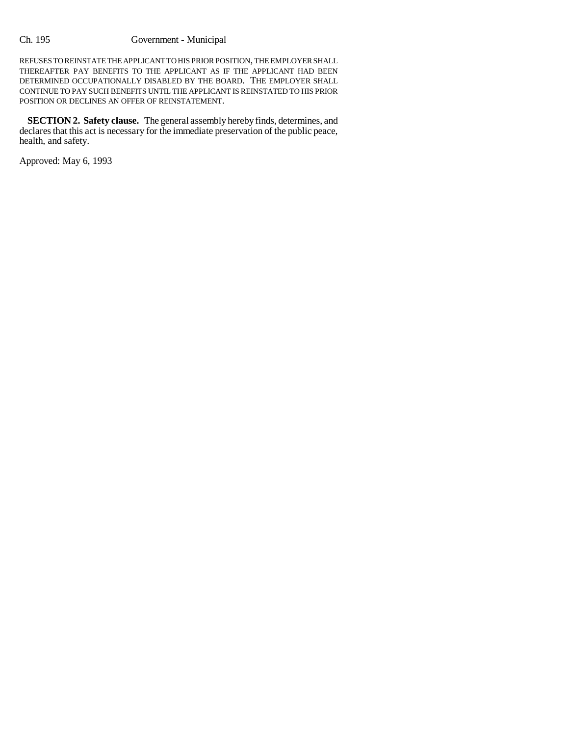REFUSES TO REINSTATE THE APPLICANT TO HIS PRIOR POSITION, THE EMPLOYER SHALL THEREAFTER PAY BENEFITS TO THE APPLICANT AS IF THE APPLICANT HAD BEEN DETERMINED OCCUPATIONALLY DISABLED BY THE BOARD. THE EMPLOYER SHALL CONTINUE TO PAY SUCH BENEFITS UNTIL THE APPLICANT IS REINSTATED TO HIS PRIOR POSITION OR DECLINES AN OFFER OF REINSTATEMENT.

**SECTION 2. Safety clause.** The general assembly hereby finds, determines, and declares that this act is necessary for the immediate preservation of the public peace, health, and safety.

Approved: May 6, 1993